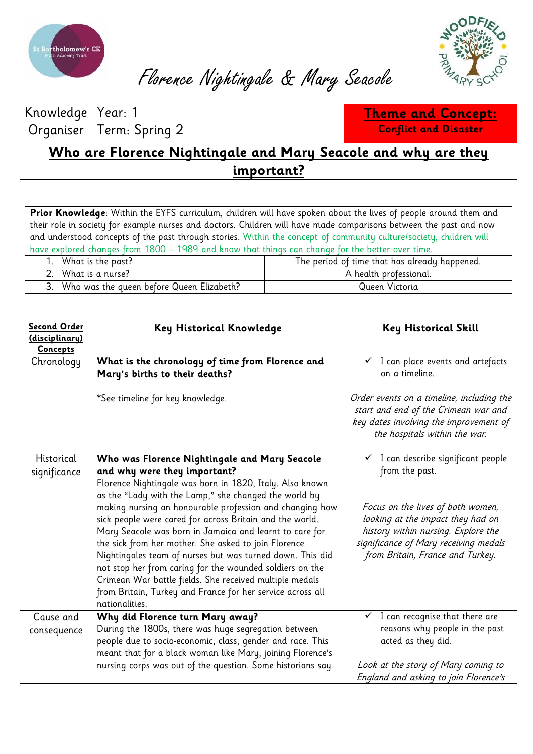# Florence Nightingale & Mary Seacole

| Knowledge Organiser | Year: 1<br>Term: Spring 2 | **Theme and Concept:**<br>**Conflict and Disaster** |
|---|---|---|

## Who are Florence Nightingale and Mary Seacole and why are they important?

**Prior Knowledge**: Within the EYFS curriculum, children will have spoken about the lives of people around them and their role in society for example nurses and doctors. Children will have made comparisons between the past and now and understood concepts of the past through stories. Within the concept of community culture/society, children will have explored changes from 1800 – 1989 and know that things can change for the better over time.

| | |
|---|---|
| 1. What is the past? | The period of time that has already happened. |
| 2. What is a nurse? | A health professional. |
| 3. Who was the queen before Queen Elizabeth? | Queen Victoria |

| Second Order (disciplinary) Concepts | Key Historical Knowledge | Key Historical Skill |
|---|---|---|
| Chronology | **What is the chronology of time from Florence and Mary's births to their deaths?**<br><br>*See timeline for key knowledge. | ✓ I can place events and artefacts on a timeline.<br><br>*Order events on a timeline, including the start and end of the Crimean war and key dates involving the improvement of the hospitals within the war.* |
| Historical significance | **Who was Florence Nightingale and Mary Seacole and why were they important?**<br>Florence Nightingale was born in 1820, Italy. Also known as the "Lady with the Lamp," she changed the world by making nursing an honourable profession and changing how sick people were cared for across Britain and the world. Mary Seacole was born in Jamaica and learnt to care for the sick from her mother. She asked to join Florence Nightingales team of nurses but was turned down. This did not stop her from caring for the wounded soldiers on the Crimean War battle fields. She received multiple medals from Britain, Turkey and France for her service across all nationalities. | ✓ I can describe significant people from the past.<br><br>*Focus on the lives of both women, looking at the impact they had on history within nursing. Explore the significance of Mary receiving medals from Britain, France and Turkey.* |
| Cause and consequence | **Why did Florence turn Mary away?**<br>During the 1800s, there was huge segregation between people due to socio-economic, class, gender and race. This meant that for a black woman like Mary, joining Florence's nursing corps was out of the question. Some historians say | ✓ I can recognise that there are reasons why people in the past acted as they did.<br><br>*Look at the story of Mary coming to England and asking to join Florence's* |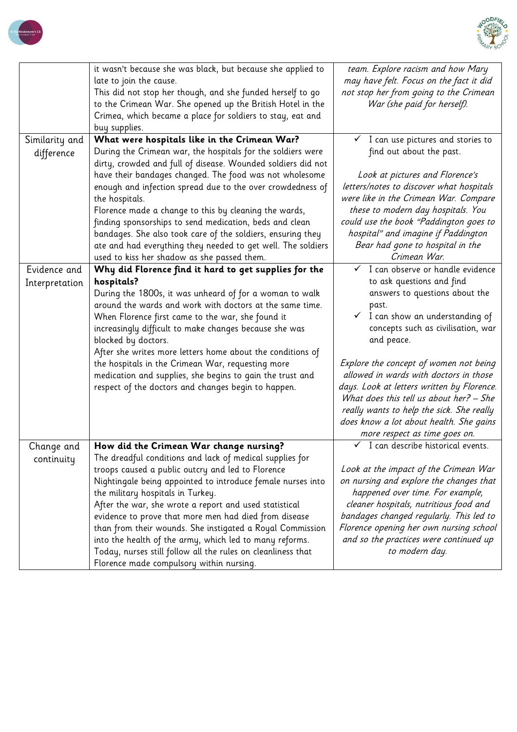| | | |
|---|---|---|
| | it wasn't because she was black, but because she applied to late to join the cause.<br>This did not stop her though, and she funded herself to go to the Crimean War. She opened up the British Hotel in the Crimea, which became a place for soldiers to stay, eat and buy supplies. | *team. Explore racism and how Mary may have felt. Focus on the fact it did not stop her from going to the Crimean War (she paid for herself).* |
| Similarity and difference | **What were hospitals like in the Crimean War?**<br>During the Crimean war, the hospitals for the soldiers were dirty, crowded and full of disease. Wounded soldiers did not have their bandages changed. The food was not wholesome enough and infection spread due to the over crowdedness of the hospitals.<br>Florence made a change to this by cleaning the wards, finding sponsorships to send medication, beds and clean bandages. She also took care of the soldiers, ensuring they ate and had everything they needed to get well. The soldiers used to kiss her shadow as she passed them. | ✓ I can use pictures and stories to find out about the past.<br><br>*Look at pictures and Florence's letters/notes to discover what hospitals were like in the Crimean War. Compare these to modern day hospitals. You could use the book "Paddington goes to hospital" and imagine if Paddington Bear had gone to hospital in the Crimean War.* |
| Evidence and Interpretation | **Why did Florence find it hard to get supplies for the hospitals?**<br>During the 1800s, it was unheard of for a woman to walk around the wards and work with doctors at the same time. When Florence first came to the war, she found it increasingly difficult to make changes because she was blocked by doctors.<br>After she writes more letters home about the conditions of the hospitals in the Crimean War, requesting more medication and supplies, she begins to gain the trust and respect of the doctors and changes begin to happen. | ✓ I can observe or handle evidence to ask questions and find answers to questions about the past.<br>✓ I can show an understanding of concepts such as civilisation, war and peace.<br><br>*Explore the concept of women not being allowed in wards with doctors in those days. Look at letters written by Florence. What does this tell us about her? – She really wants to help the sick. She really does know a lot about health. She gains more respect as time goes on.* |
| Change and continuity | **How did the Crimean War change nursing?**<br>The dreadful conditions and lack of medical supplies for troops caused a public outcry and led to Florence Nightingale being appointed to introduce female nurses into the military hospitals in Turkey.<br>After the war, she wrote a report and used statistical evidence to prove that more men had died from disease than from their wounds. She instigated a Royal Commission into the health of the army, which led to many reforms.<br>Today, nurses still follow all the rules on cleanliness that Florence made compulsory within nursing. | ✓ I can describe historical events.<br><br>*Look at the impact of the Crimean War on nursing and explore the changes that happened over time. For example, cleaner hospitals, nutritious food and bandages changed regularly. This led to Florence opening her own nursing school and so the practices were continued up to modern day.* |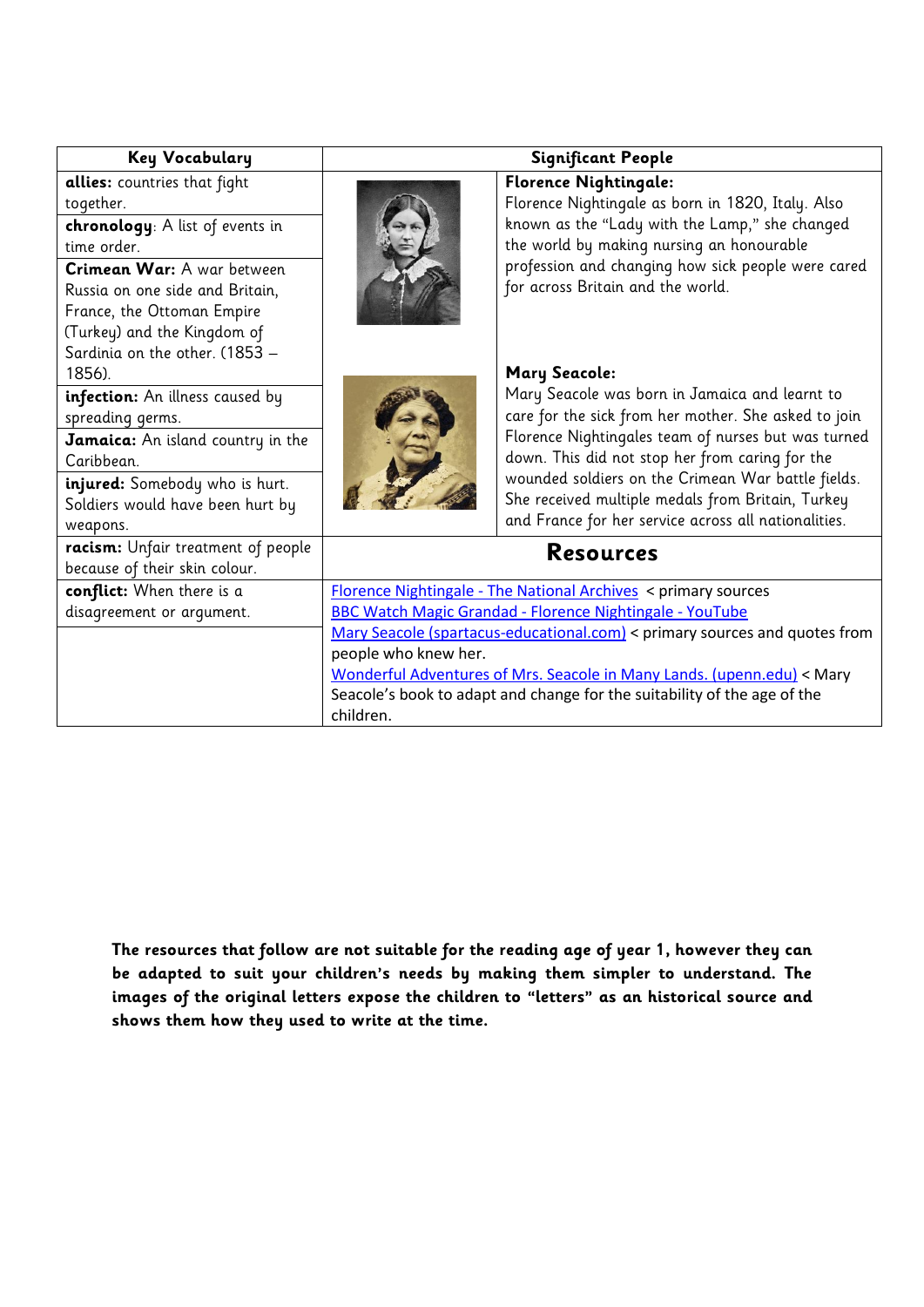| Key Vocabulary | Significant People | |
|---|---|---|
| **allies:** countries that fight together. | | **Florence Nightingale:** Florence Nightingale as born in 1820, Italy. Also known as the "Lady with the Lamp," she changed the world by making nursing an honourable profession and changing how sick people were cared for across Britain and the world. |
| **chronology**: A list of events in time order. | | |
| **Crimean War:** A war between Russia on one side and Britain, France, the Ottoman Empire (Turkey) and the Kingdom of Sardinia on the other. (1853 – 1856). | | |
| **infection:** An illness caused by spreading germs. | | **Mary Seacole:** Mary Seacole was born in Jamaica and learnt to care for the sick from her mother. She asked to join Florence Nightingales team of nurses but was turned down. This did not stop her from caring for the wounded soldiers on the Crimean War battle fields. She received multiple medals from Britain, Turkey and France for her service across all nationalities. |
| **Jamaica:** An island country in the Caribbean. | | |
| **injured:** Somebody who is hurt. Soldiers would have been hurt by weapons. | | |
| **racism:** Unfair treatment of people because of their skin colour. | **Resources** | |
| **conflict:** When there is a disagreement or argument. | Florence Nightingale - The National Archives < primary sources<br>BBC Watch Magic Grandad - Florence Nightingale - YouTube<br>Mary Seacole (spartacus-educational.com) < primary sources and quotes from people who knew her.<br>Wonderful Adventures of Mrs. Seacole in Many Lands. (upenn.edu) < Mary Seacole's book to adapt and change for the suitability of the age of the children. | |

**The resources that follow are not suitable for the reading age of year 1, however they can be adapted to suit your children's needs by making them simpler to understand. The images of the original letters expose the children to "letters" as an historical source and shows them how they used to write at the time.**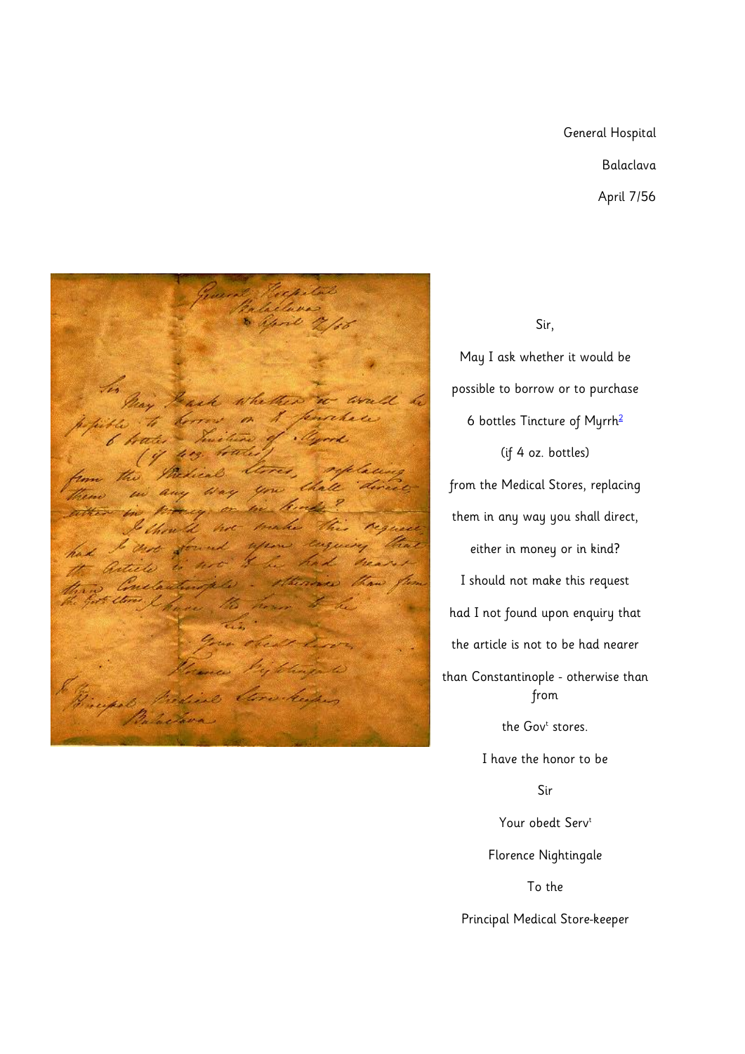General Hospital

Balaclava

April 7/56

Sir,

May I ask whether it would be

possible to borrow or to purchase

6 bottles Tincture of Myrrh[2]

(if 4 oz. bottles)

from the Medical Stores, replacing

them in any way you shall direct,

either in money or in kind?

I should not make this request

had I not found upon enquiry that

the article is not to be had nearer

than Constantinople - otherwise than from

the Gov[t] stores.

I have the honor to be

Sir

Your obedt Serv[t]

Florence Nightingale

To the

Principal Medical Store-keeper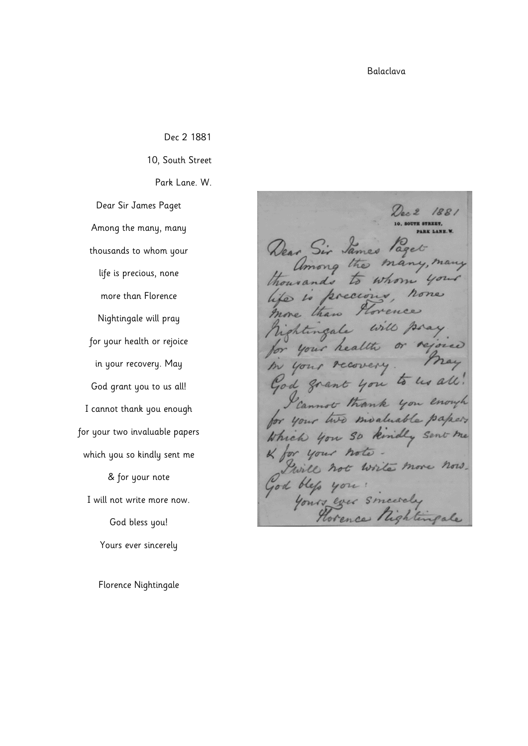Balaclava

Dec 2 1881

10, South Street

Park Lane. W.

Dear Sir James Paget

Among the many, many

thousands to whom your

life is precious, none

more than Florence

Nightingale will pray

for your health or rejoice

in your recovery. May

God grant you to us all!

I cannot thank you enough

for your two invaluable papers

which you so kindly sent me

& for your note

I will not write more now.

God bless you!

Yours ever sincerely

Florence Nightingale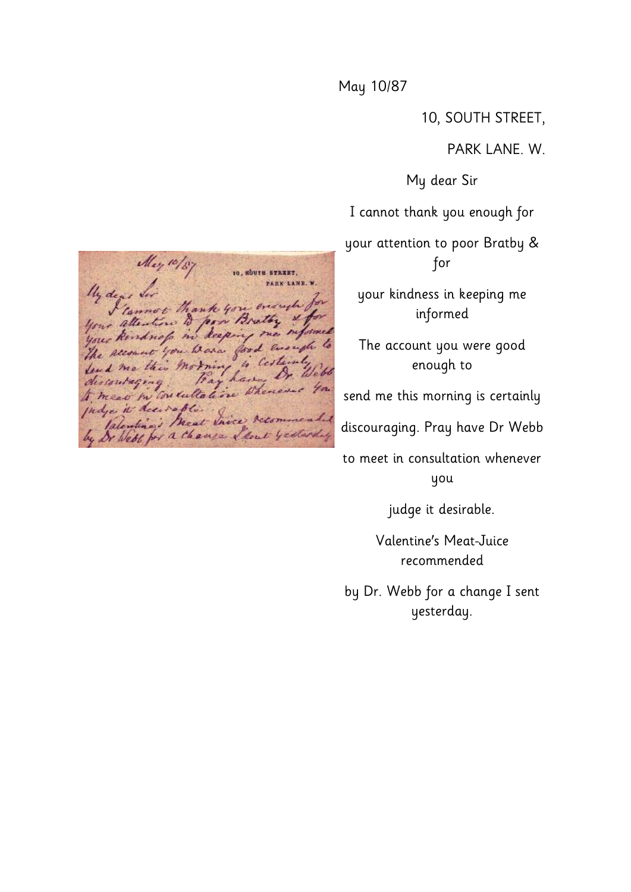May 10/87

10, SOUTH STREET,

PARK LANE. W.

My dear Sir

I cannot thank you enough for

your attention to poor Bratby & for

your kindness in keeping me informed

The account you were good enough to

send me this morning is certainly

discouraging. Pray have Dr Webb

to meet in consultation whenever you

judge it desirable.

Valentine's Meat-Juice recommended

by Dr. Webb for a change I sent yesterday.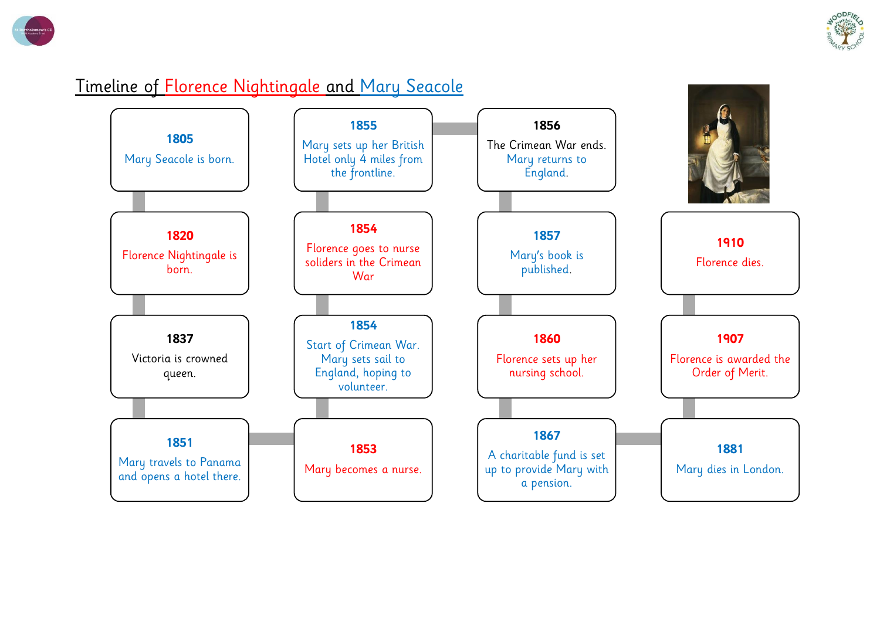# Timeline of Florence Nightingale and Mary Seacole

**1805**
Mary Seacole is born.

**1820**
Florence Nightingale is born.

**1837**
Victoria is crowned queen.

**1851**
Mary travels to Panama and opens a hotel there.

**1853**
Mary becomes a nurse.

**1854**
Start of Crimean War. Mary sets sail to England, hoping to volunteer.

**1854**
Florence goes to nurse soliders in the Crimean War

**1855**
Mary sets up her British Hotel only 4 miles from the frontline.

**1856**
The Crimean War ends. Mary returns to England.

**1857**
Mary's book is published.

**1860**
Florence sets up her nursing school.

**1867**
A charitable fund is set up to provide Mary with a pension.

**1881**
Mary dies in London.

**1907**
Florence is awarded the Order of Merit.

**1910**
Florence dies.